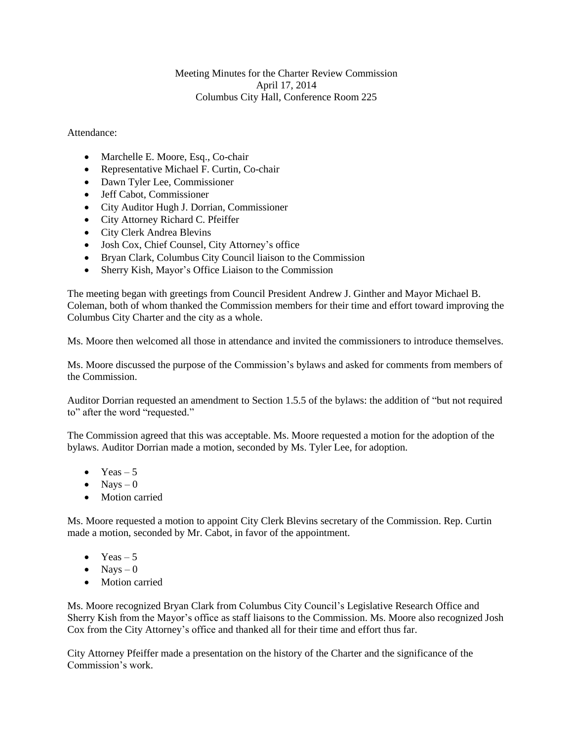Meeting Minutes for the Charter Review Commission
April 17, 2014
Columbus City Hall, Conference Room 225

Attendance:

- Marchelle E. Moore, Esq., Co-chair
- Representative Michael F. Curtin, Co-chair
- Dawn Tyler Lee, Commissioner
- Jeff Cabot, Commissioner
- City Auditor Hugh J. Dorrian, Commissioner
- City Attorney Richard C. Pfeiffer
- City Clerk Andrea Blevins
- Josh Cox, Chief Counsel, City Attorney's office
- Bryan Clark, Columbus City Council liaison to the Commission
- Sherry Kish, Mayor's Office Liaison to the Commission

The meeting began with greetings from Council President Andrew J. Ginther and Mayor Michael B. Coleman, both of whom thanked the Commission members for their time and effort toward improving the Columbus City Charter and the city as a whole.

Ms. Moore then welcomed all those in attendance and invited the commissioners to introduce themselves.

Ms. Moore discussed the purpose of the Commission's bylaws and asked for comments from members of the Commission.

Auditor Dorrian requested an amendment to Section 1.5.5 of the bylaws: the addition of "but not required to" after the word "requested."

The Commission agreed that this was acceptable. Ms. Moore requested a motion for the adoption of the bylaws. Auditor Dorrian made a motion, seconded by Ms. Tyler Lee, for adoption.

- Yeas – 5
- Nays – 0
- Motion carried

Ms. Moore requested a motion to appoint City Clerk Blevins secretary of the Commission. Rep. Curtin made a motion, seconded by Mr. Cabot, in favor of the appointment.

- Yeas – 5
- Nays – 0
- Motion carried

Ms. Moore recognized Bryan Clark from Columbus City Council's Legislative Research Office and Sherry Kish from the Mayor's office as staff liaisons to the Commission. Ms. Moore also recognized Josh Cox from the City Attorney's office and thanked all for their time and effort thus far.

City Attorney Pfeiffer made a presentation on the history of the Charter and the significance of the Commission's work.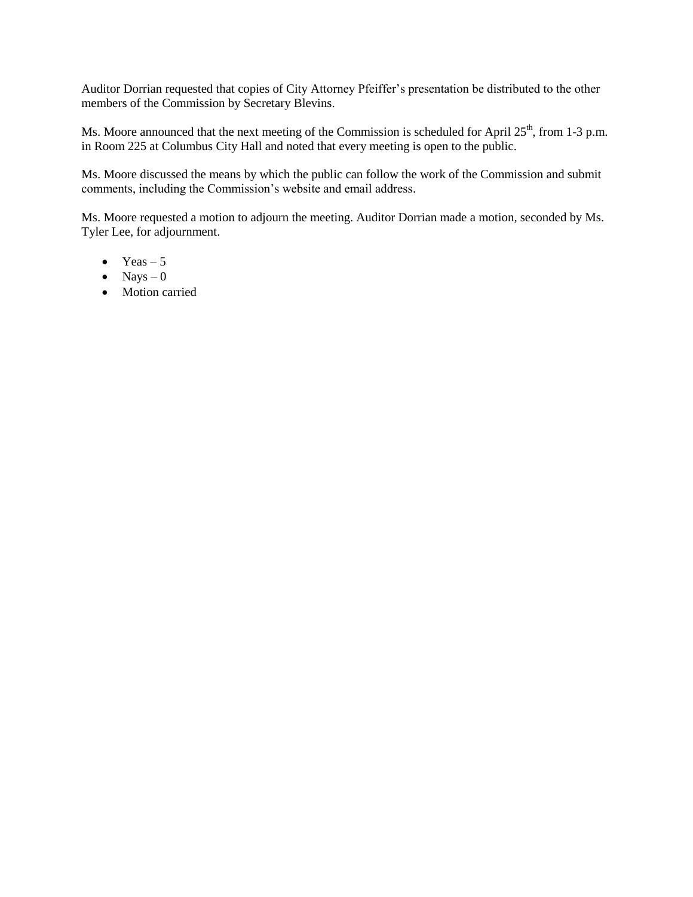Auditor Dorrian requested that copies of City Attorney Pfeiffer's presentation be distributed to the other members of the Commission by Secretary Blevins.

Ms. Moore announced that the next meeting of the Commission is scheduled for April 25th, from 1-3 p.m. in Room 225 at Columbus City Hall and noted that every meeting is open to the public.

Ms. Moore discussed the means by which the public can follow the work of the Commission and submit comments, including the Commission's website and email address.

Ms. Moore requested a motion to adjourn the meeting. Auditor Dorrian made a motion, seconded by Ms. Tyler Lee, for adjournment.

- Yeas – 5
- Nays – 0
- Motion carried